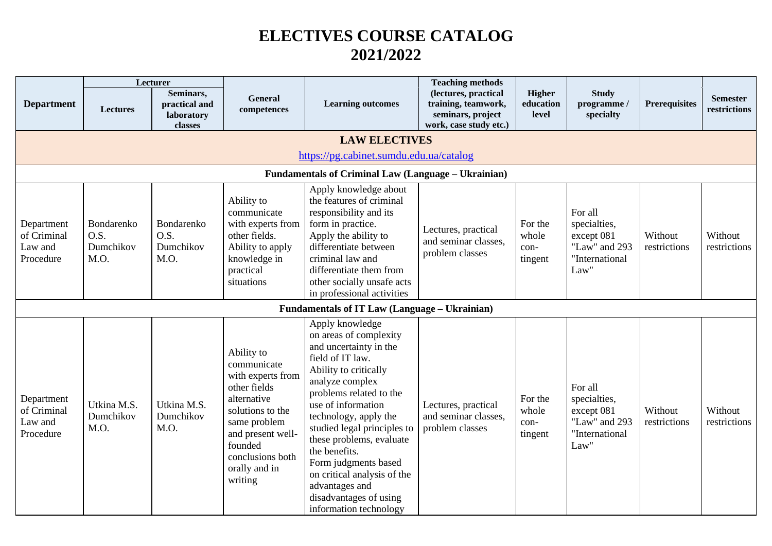# ELECTIVES COURSE CATALOG
# 2021/2022

| Department | Lecturer | | General competences | Learning outcomes | Teaching methods (lectures, practical training, teamwork, seminars, project work, case study etc.) | Higher education level | Study programme / specialty | Prerequisites | Semester restrictions |
|---|---|---|---|---|---|---|---|---|---|
| | Lectures | Seminars, practical and laboratory classes | | | | | | | |
| **LAW ELECTIVES** [https://pg.cabinet.sumdu.edu.ua/catalog](https://pg.cabinet.sumdu.edu.ua/catalog) | | | | | | | | | |
| **Fundamentals of Criminal Law (Language – Ukrainian)** | | | | | | | | | |
| Department of Criminal Law and Procedure | Bondarenko O.S. Dumchikov M.O. | Bondarenko O.S. Dumchikov M.O. | Ability to communicate with experts from other fields. Ability to apply knowledge in practical situations | Apply knowledge about the features of criminal responsibility and its form in practice. Apply the ability to differentiate between criminal law and differentiate them from other socially unsafe acts in professional activities | Lectures, practical and seminar classes, problem classes | For the whole con-tingent | For all specialties, except 081 "Law" and 293 "International Law" | Without restrictions | Without restrictions |
| **Fundamentals of IT Law (Language – Ukrainian)** | | | | | | | | | |
| Department of Criminal Law and Procedure | Utkina M.S. Dumchikov M.O. | Utkina M.S. Dumchikov M.O. | Ability to communicate with experts from other fields alternative solutions to the same problem and present well-founded conclusions both orally and in writing | Apply knowledge on areas of complexity and uncertainty in the field of IT law. Ability to critically analyze complex problems related to the use of information technology, apply the studied legal principles to these problems, evaluate the benefits. Form judgments based on critical analysis of the advantages and disadvantages of using information technology | Lectures, practical and seminar classes, problem classes | For the whole con-tingent | For all specialties, except 081 "Law" and 293 "International Law" | Without restrictions | Without restrictions |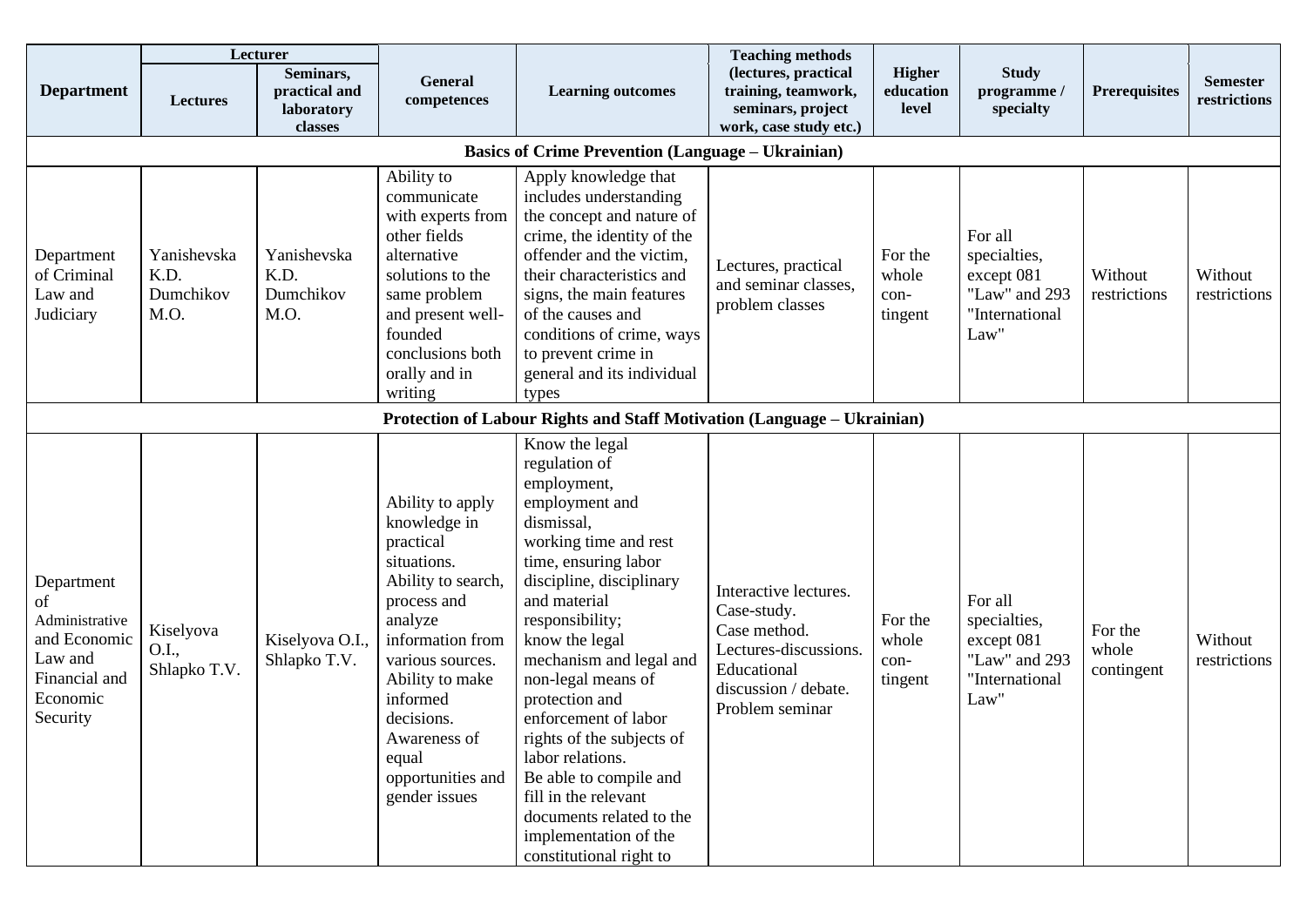| Department | Lecturer | | General competences | Learning outcomes | Teaching methods (lectures, practical training, teamwork, seminars, project work, case study etc.) | Higher education level | Study programme / specialty | Prerequisites | Semester restrictions |
|---|---|---|---|---|---|---|---|---|---|
| | Lectures | Seminars, practical and laboratory classes | | | | | | | |
| **Basics of Crime Prevention (Language – Ukrainian)** | | | | | | | | | |
| Department of Criminal Law and Judiciary | Yanishevska K.D. Dumchikov M.O. | Yanishevska K.D. Dumchikov M.O. | Ability to communicate with experts from other fields alternative solutions to the same problem and present well-founded conclusions both orally and in writing | Apply knowledge that includes understanding the concept and nature of crime, the identity of the offender and the victim, their characteristics and signs, the main features of the causes and conditions of crime, ways to prevent crime in general and its individual types | Lectures, practical and seminar classes, problem classes | For the whole con-tingent | For all specialties, except 081 "Law" and 293 "International Law" | Without restrictions | Without restrictions |
| **Protection of Labour Rights and Staff Motivation (Language – Ukrainian)** | | | | | | | | | |
| Department of Administrative and Economic Law and Financial and Economic Security | Kiselyova O.I., Shlapko T.V. | Kiselyova O.I., Shlapko T.V. | Ability to apply knowledge in practical situations. Ability to search, process and analyze information from various sources. Ability to make informed decisions. Awareness of equal opportunities and gender issues | Know the legal regulation of employment, employment and dismissal, working time and rest time, ensuring labor discipline, disciplinary and material responsibility; know the legal mechanism and legal and non-legal means of protection and enforcement of labor rights of the subjects of labor relations. Be able to compile and fill in the relevant documents related to the implementation of the constitutional right to | Interactive lectures. Case-study. Case method. Lectures-discussions. Educational discussion / debate. Problem seminar | For the whole con-tingent | For all specialties, except 081 "Law" and 293 "International Law" | For the whole contingent | Without restrictions |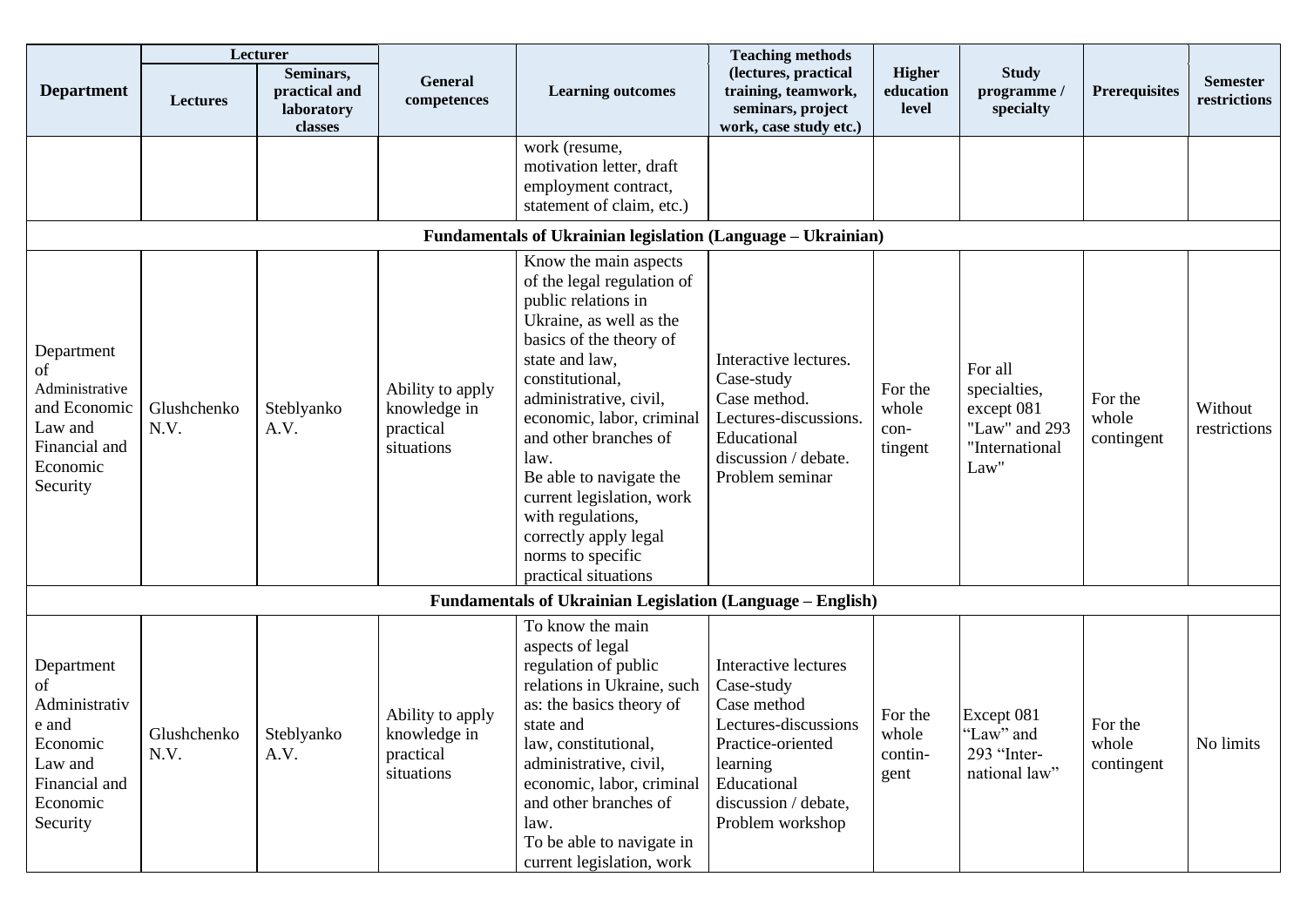| Department | Lecturer | | General competences | Learning outcomes | Teaching methods (lectures, practical training, teamwork, seminars, project work, case study etc.) | Higher education level | Study programme / specialty | Prerequisites | Semester restrictions |
|---|---|---|---|---|---|---|---|---|---|
| | Lectures | Seminars, practical and laboratory classes | | | | | | | |
| | | | | work (resume, motivation letter, draft employment contract, statement of claim, etc.) | | | | | |
| **Fundamentals of Ukrainian legislation (Language – Ukrainian)** | | | | | | | | | |
| Department of Administrative and Economic Law and Financial and Economic Security | Glushchenko N.V. | Steblyanko A.V. | Ability to apply knowledge in practical situations | Know the main aspects of the legal regulation of public relations in Ukraine, as well as the basics of the theory of state and law, constitutional, administrative, civil, economic, labor, criminal and other branches of law. Be able to navigate the current legislation, work with regulations, correctly apply legal norms to specific practical situations | Interactive lectures. Case-study Case method. Lectures-discussions. Educational discussion / debate. Problem seminar | For the whole con-tingent | For all specialties, except 081 "Law" and 293 "International Law" | For the whole contingent | Without restrictions |
| **Fundamentals of Ukrainian Legislation (Language – English)** | | | | | | | | | |
| Department of Administrative and Economic Law and Financial and Economic Security | Glushchenko N.V. | Steblyanko A.V. | Ability to apply knowledge in practical situations | To know the main aspects of legal regulation of public relations in Ukraine, such as: the basics theory of state and law, constitutional, administrative, civil, economic, labor, criminal and other branches of law. To be able to navigate in current legislation, work | Interactive lectures Case-study Case method Lectures-discussions Practice-oriented learning Educational discussion / debate, Problem workshop | For the whole contin-gent | Except 081 "Law" and 293 "Inter-national law" | For the whole contingent | No limits |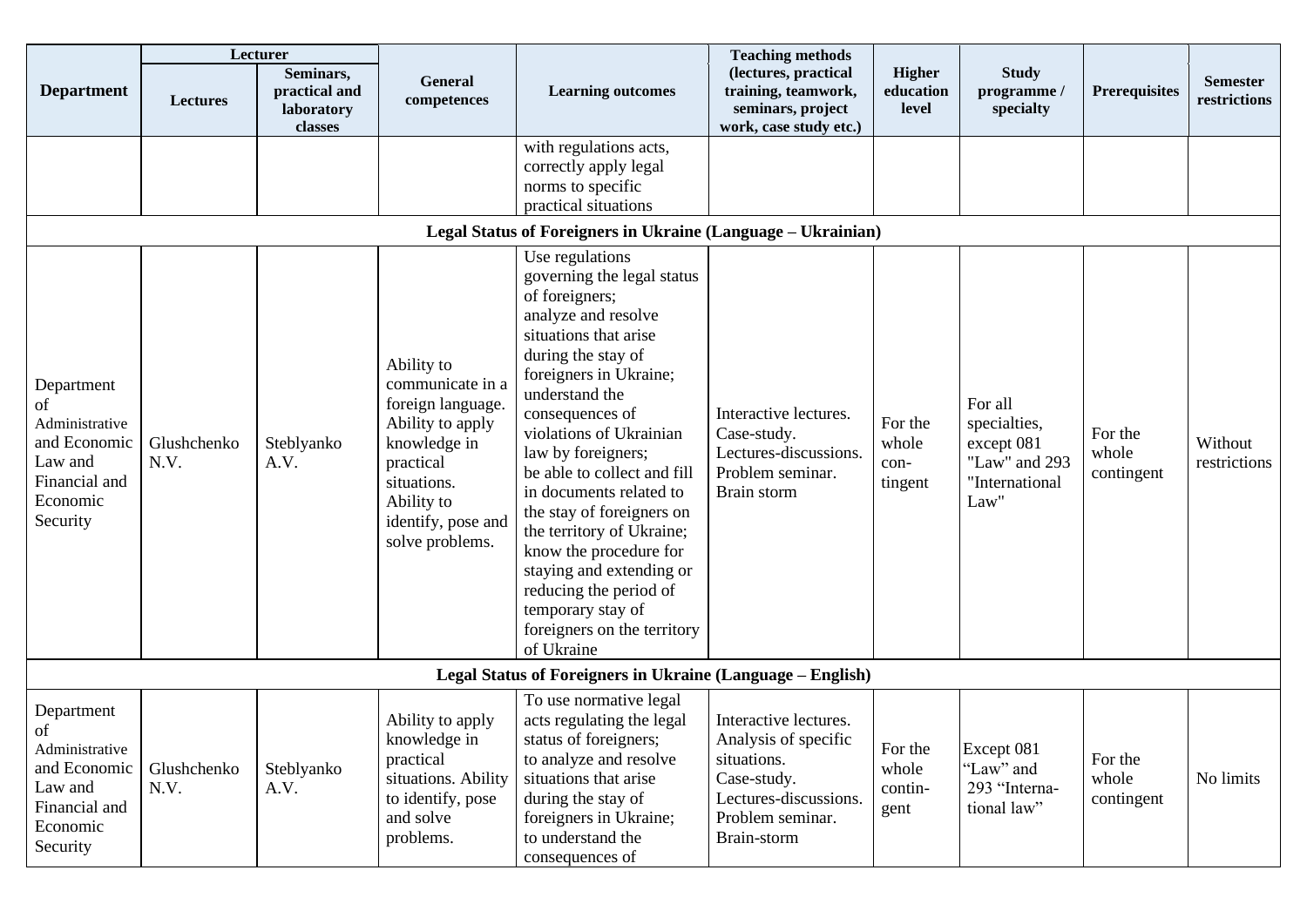| Department | Lecturer | | General competences | Learning outcomes | Teaching methods (lectures, practical training, teamwork, seminars, project work, case study etc.) | Higher education level | Study programme / specialty | Prerequisites | Semester restrictions |
|---|---|---|---|---|---|---|---|---|---|
| | Lectures | Seminars, practical and laboratory classes | | | | | | | |
| | | | | with regulations acts, correctly apply legal norms to specific practical situations | | | | | |
| **Legal Status of Foreigners in Ukraine (Language – Ukrainian)** | | | | | | | | | |
| Department of Administrative and Economic Law and Financial and Economic Security | Glushchenko N.V. | Steblyanko A.V. | Ability to communicate in a foreign language. Ability to apply knowledge in practical situations. Ability to identify, pose and solve problems. | Use regulations governing the legal status of foreigners; analyze and resolve situations that arise during the stay of foreigners in Ukraine; understand the consequences of violations of Ukrainian law by foreigners; be able to collect and fill in documents related to the stay of foreigners on the territory of Ukraine; know the procedure for staying and extending or reducing the period of temporary stay of foreigners on the territory of Ukraine | Interactive lectures. Case-study. Lectures-discussions. Problem seminar. Brain storm | For the whole con-tingent | For all specialties, except 081 "Law" and 293 "International Law" | For the whole contingent | Without restrictions |
| **Legal Status of Foreigners in Ukraine (Language – English)** | | | | | | | | | |
| Department of Administrative and Economic Law and Financial and Economic Security | Glushchenko N.V. | Steblyanko A.V. | Ability to apply knowledge in practical situations. Ability to identify, pose and solve problems. | To use normative legal acts regulating the legal status of foreigners; to analyze and resolve situations that arise during the stay of foreigners in Ukraine; to understand the consequences of | Interactive lectures. Analysis of specific situations. Case-study. Lectures-discussions. Problem seminar. Brain-storm | For the whole contin-gent | Except 081 "Law" and 293 "Interna-tional law" | For the whole contingent | No limits |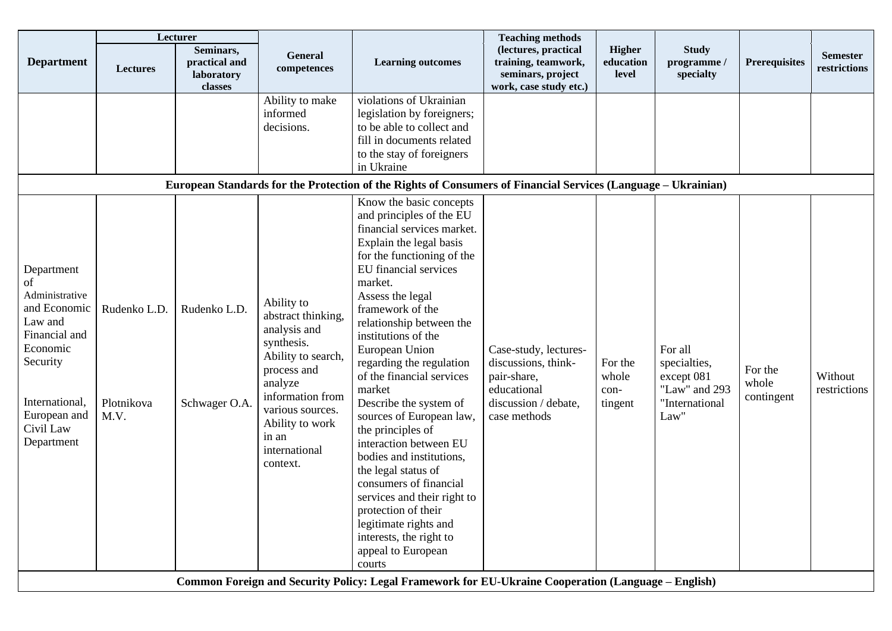| Department | Lecturer | | General competences | Learning outcomes | Teaching methods (lectures, practical training, teamwork, seminars, project work, case study etc.) | Higher education level | Study programme / specialty | Prerequisites | Semester restrictions |
|---|---|---|---|---|---|---|---|---|---|
| | Lectures | Seminars, practical and laboratory classes | | | | | | | |
| | | | Ability to make informed decisions. | violations of Ukrainian legislation by foreigners; to be able to collect and fill in documents related to the stay of foreigners in Ukraine | | | | | |
| **European Standards for the Protection of the Rights of Consumers of Financial Services (Language – Ukrainian)** | | | | | | | | | |
| Department of Administrative and Economic Law and Financial and Economic Security<br><br>International, European and Civil Law Department | Rudenko L.D.<br><br>Plotnikova M.V. | Rudenko L.D.<br><br>Schwager O.A. | Ability to abstract thinking, analysis and synthesis. Ability to search, process and analyze information from various sources. Ability to work in an international context. | Know the basic concepts and principles of the EU financial services market. Explain the legal basis for the functioning of the EU financial services market. Assess the legal framework of the relationship between the institutions of the European Union regarding the regulation of the financial services market Describe the system of sources of European law, the principles of interaction between EU bodies and institutions, the legal status of consumers of financial services and their right to protection of their legitimate rights and interests, the right to appeal to European courts | Case-study, lectures-discussions, think-pair-share, educational discussion / debate, case methods | For the whole con-tingent | For all specialties, except 081 "Law" and 293 "International Law" | For the whole contingent | Without restrictions |
| **Common Foreign and Security Policy: Legal Framework for EU-Ukraine Cooperation (Language – English)** | | | | | | | | | |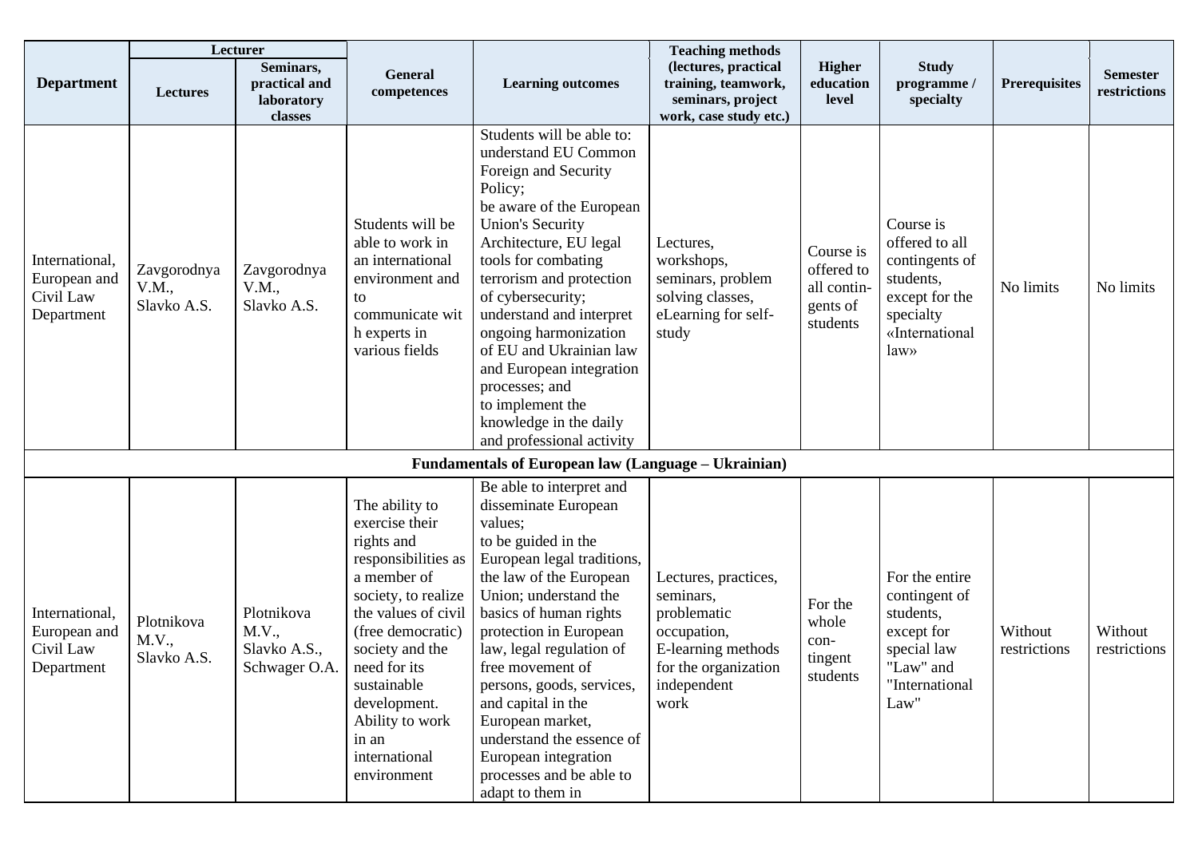| Department | Lecturer | | General competences | Learning outcomes | Teaching methods (lectures, practical training, teamwork, seminars, project work, case study etc.) | Higher education level | Study programme / specialty | Prerequisites | Semester restrictions |
|---|---|---|---|---|---|---|---|---|---|
| | Lectures | Seminars, practical and laboratory classes | | | | | | | |
| International, European and Civil Law Department | Zavgorodnya V.M., Slavko A.S. | Zavgorodnya V.M., Slavko A.S. | Students will be able to work in an international environment and to communicate with experts in various fields | Students will be able to: understand EU Common Foreign and Security Policy; be aware of the European Union's Security Architecture, EU legal tools for combating terrorism and protection of cybersecurity; understand and interpret ongoing harmonization of EU and Ukrainian law and European integration processes; and to implement the knowledge in the daily and professional activity | Lectures, workshops, seminars, problem solving classes, eLearning for self-study | Course is offered to all contingents of students | Course is offered to all contingents of students, except for the specialty «International law» | No limits | No limits |
| **Fundamentals of European law (Language – Ukrainian)** | | | | | | | | | |
| International, European and Civil Law Department | Plotnikova M.V., Slavko A.S. | Plotnikova M.V., Slavko A.S., Schwager O.A. | The ability to exercise their rights and responsibilities as a member of society, to realize the values of civil (free democratic) society and the need for its sustainable development. Ability to work in an international environment | Be able to interpret and disseminate European values; to be guided in the European legal traditions, the law of the European Union; understand the basics of human rights protection in European law, legal regulation of free movement of persons, goods, services, and capital in the European market, understand the essence of European integration processes and be able to adapt to them in | Lectures, practices, seminars, problematic occupation, E-learning methods for the organization independent work | For the whole contingent students | For the entire contingent of students, except for special law "Law" and "International Law" | Without restrictions | Without restrictions |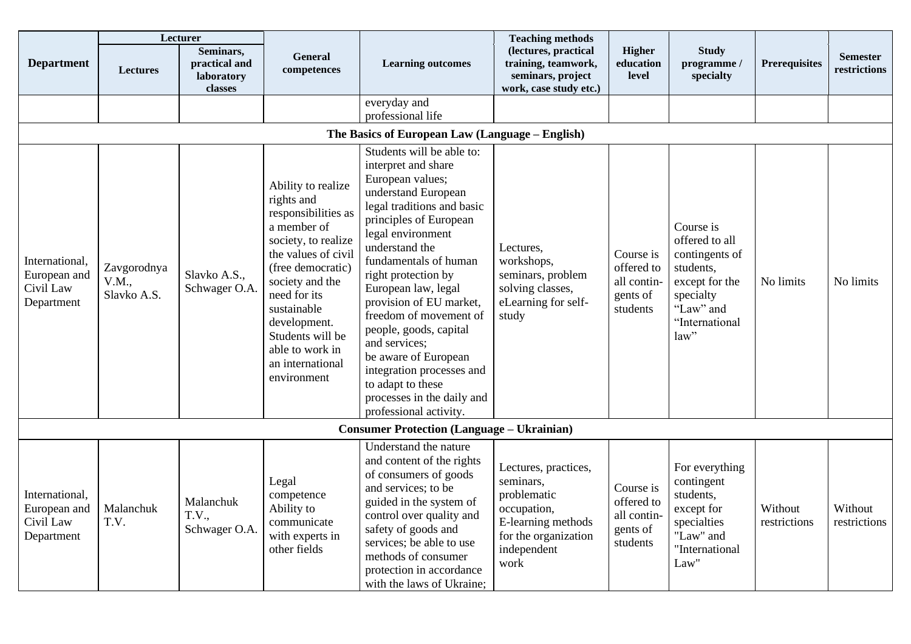| Department | Lecturer | | General competences | Learning outcomes | Teaching methods (lectures, practical training, teamwork, seminars, project work, case study etc.) | Higher education level | Study programme / specialty | Prerequisites | Semester restrictions |
|---|---|---|---|---|---|---|---|---|---|
| | Lectures | Seminars, practical and laboratory classes | | | | | | | |
| | | | | everyday and professional life | | | | | |
| **The Basics of European Law (Language – English)** | | | | | | | | | |
| International, European and Civil Law Department | Zavgorodnya V.M., Slavko A.S. | Slavko A.S., Schwager O.A. | Ability to realize rights and responsibilities as a member of society, to realize the values of civil (free democratic) society and the need for its sustainable development. Students will be able to work in an international environment | Students will be able to: interpret and share European values; understand European legal traditions and basic principles of European legal environment understand the fundamentals of human right protection by European law, legal provision of EU market, freedom of movement of people, goods, capital and services; be aware of European integration processes and to adapt to these processes in the daily and professional activity. | Lectures, workshops, seminars, problem solving classes, eLearning for self-study | Course is offered to all contin-gents of students | Course is offered to all contingents of students, except for the specialty "Law" and "International law" | No limits | No limits |
| **Consumer Protection (Language – Ukrainian)** | | | | | | | | | |
| International, European and Civil Law Department | Malanchuk T.V. | Malanchuk T.V., Schwager O.A. | Legal competence Ability to communicate with experts in other fields | Understand the nature and content of the rights of consumers of goods and services; to be guided in the system of control over quality and safety of goods and services; be able to use methods of consumer protection in accordance with the laws of Ukraine; | Lectures, practices, seminars, problematic occupation, E-learning methods for the organization independent work | Course is offered to all contin-gents of students | For everything contingent students, except for specialties "Law" and "International Law" | Without restrictions | Without restrictions |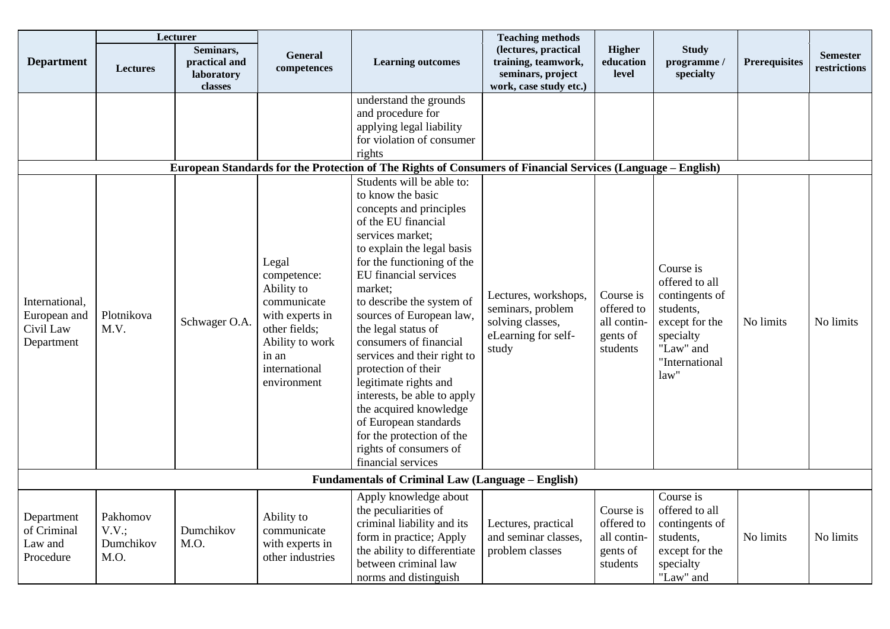| Department | Lecturer | | General competences | Learning outcomes | Teaching methods (lectures, practical training, teamwork, seminars, project work, case study etc.) | Higher education level | Study programme / specialty | Prerequisites | Semester restrictions |
|---|---|---|---|---|---|---|---|---|---|
| | Lectures | Seminars, practical and laboratory classes | | | | | | | |
| | | | | understand the grounds and procedure for applying legal liability for violation of consumer rights | | | | | |
| **European Standards for the Protection of The Rights of Consumers of Financial Services (Language – English)** | | | | | | | | | |
| International, European and Civil Law Department | Plotnikova M.V. | Schwager O.A. | Legal competence: Ability to communicate with experts in other fields; Ability to work in an international environment | Students will be able to: to know the basic concepts and principles of the EU financial services market; to explain the legal basis for the functioning of the EU financial services market; to describe the system of sources of European law, the legal status of consumers of financial services and their right to protection of their legitimate rights and interests, be able to apply the acquired knowledge of European standards for the protection of the rights of consumers of financial services | Lectures, workshops, seminars, problem solving classes, eLearning for self-study | Course is offered to all contin-gents of students | Course is offered to all contingents of students, except for the specialty "Law" and "International law" | No limits | No limits |
| **Fundamentals of Criminal Law (Language – English)** | | | | | | | | | |
| Department of Criminal Law and Procedure | Pakhomov V.V.; Dumchikov M.O. | Dumchikov M.O. | Ability to communicate with experts in other industries | Apply knowledge about the peculiarities of criminal liability and its form in practice; Apply the ability to differentiate between criminal law norms and distinguish | Lectures, practical and seminar classes, problem classes | Course is offered to all contin-gents of students | Course is offered to all contingents of students, except for the specialty "Law" and | No limits | No limits |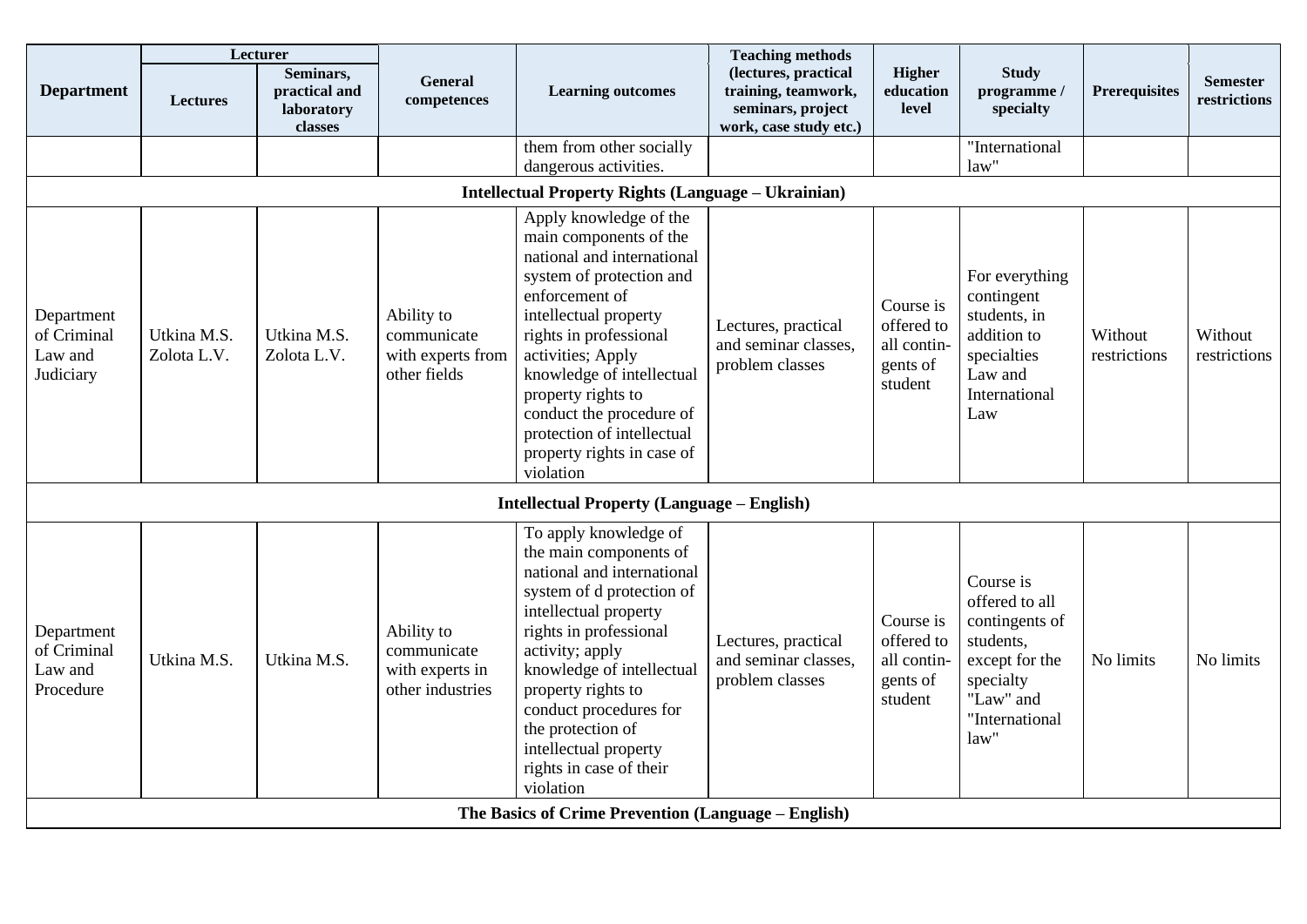| Department | Lecturer | | General competences | Learning outcomes | Teaching methods (lectures, practical training, teamwork, seminars, project work, case study etc.) | Higher education level | Study programme / specialty | Prerequisites | Semester restrictions |
|---|---|---|---|---|---|---|---|---|---|
| | Lectures | Seminars, practical and laboratory classes | | | | | | | |
| | | | | them from other socially dangerous activities. | | | "International law" | | |
| **Intellectual Property Rights (Language – Ukrainian)** | | | | | | | | | |
| Department of Criminal Law and Judiciary | Utkina M.S. Zolota L.V. | Utkina M.S. Zolota L.V. | Ability to communicate with experts from other fields | Apply knowledge of the main components of the national and international system of protection and enforcement of intellectual property rights in professional activities; Apply knowledge of intellectual property rights to conduct the procedure of protection of intellectual property rights in case of violation | Lectures, practical and seminar classes, problem classes | Course is offered to all contin-gents of student | For everything contingent students, in addition to specialties Law and International Law | Without restrictions | Without restrictions |
| **Intellectual Property (Language – English)** | | | | | | | | | |
| Department of Criminal Law and Procedure | Utkina M.S. | Utkina M.S. | Ability to communicate with experts in other industries | To apply knowledge of the main components of national and international system of d protection of intellectual property rights in professional activity; apply knowledge of intellectual property rights to conduct procedures for the protection of intellectual property rights in case of their violation | Lectures, practical and seminar classes, problem classes | Course is offered to all contin-gents of student | Course is offered to all contingents of students, except for the specialty "Law" and "International law" | No limits | No limits |
| **The Basics of Crime Prevention (Language – English)** | | | | | | | | | |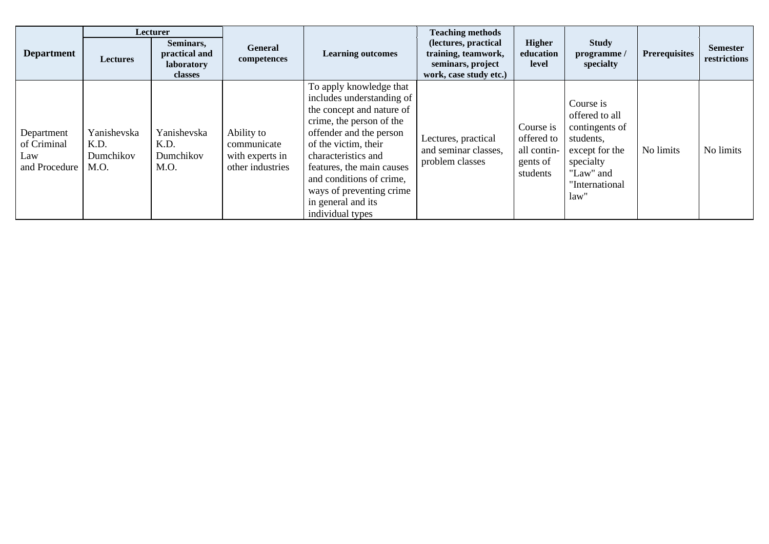| Department | Lecturer | | General competences | Learning outcomes | Teaching methods (lectures, practical training, teamwork, seminars, project work, case study etc.) | Higher education level | Study programme / specialty | Prerequisites | Semester restrictions |
|---|---|---|---|---|---|---|---|---|---|
| | Lectures | Seminars, practical and laboratory classes | | | | | | | |
| Department of Criminal Law and Procedure | Yanishevska K.D. Dumchikov M.O. | Yanishevska K.D. Dumchikov M.O. | Ability to communicate with experts in other industries | To apply knowledge that includes understanding of the concept and nature of crime, the person of the offender and the person of the victim, their characteristics and features, the main causes and conditions of crime, ways of preventing crime in general and its individual types | Lectures, practical and seminar classes, problem classes | Course is offered to all contin-gents of students | Course is offered to all contingents of students, except for the specialty "Law" and "International law" | No limits | No limits |